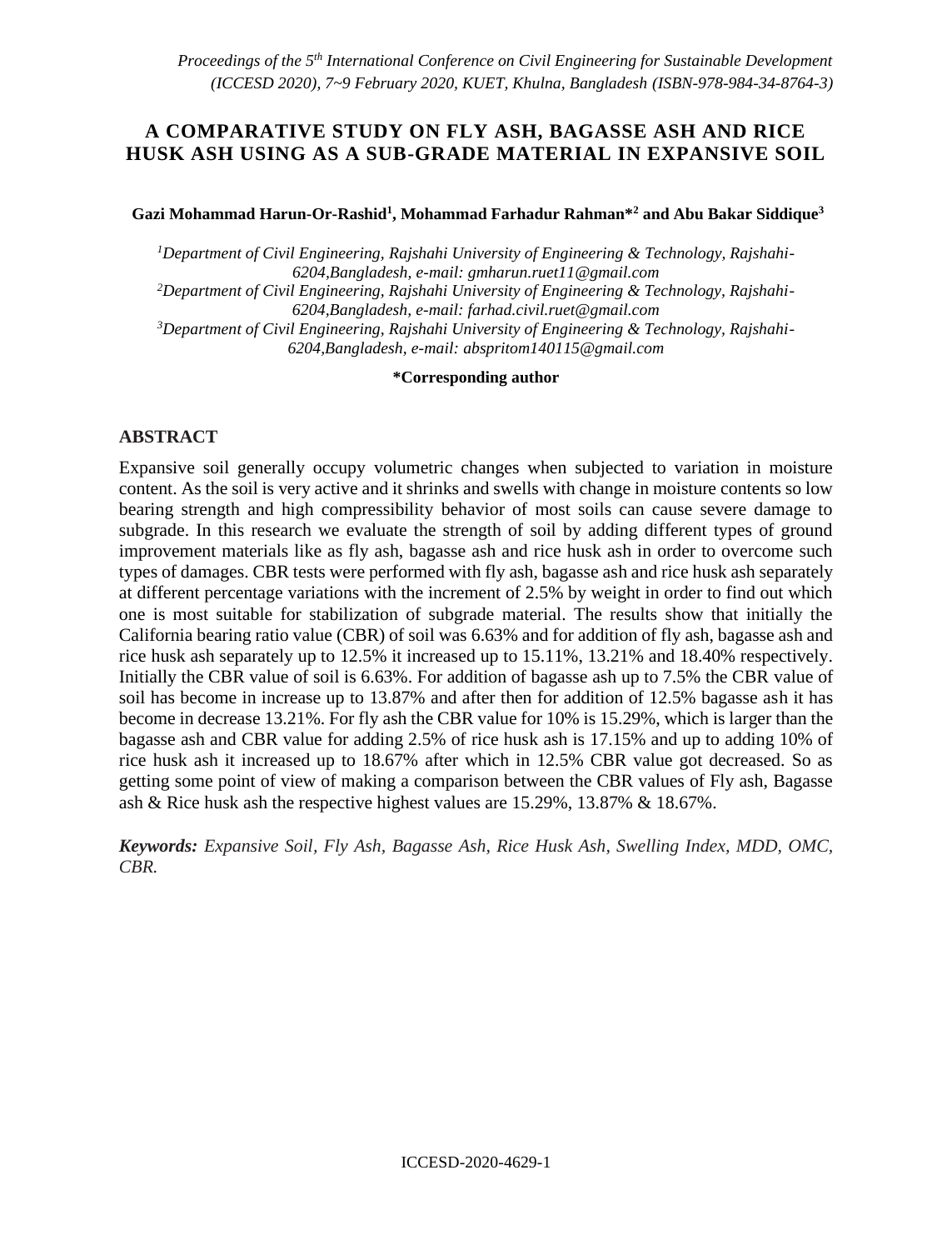# A COMPARATIVE STUDY ON FLY ASH, BAGASSE ASH AND RICE HUSK ASH USING AS A SUB-GRADE MATERIAL IN EXPANSIVE SOIL

**Gazi Mohammad Harun-Or-Rashid[1], Mohammad Farhadur Rahman*[2] and Abu Bakar Siddique[3]**

*[1]Department of Civil Engineering, Rajshahi University of Engineering & Technology, Rajshahi-6204,Bangladesh, e-mail: gmharun.ruet11@gmail.com*
*[2]Department of Civil Engineering, Rajshahi University of Engineering & Technology, Rajshahi-6204,Bangladesh, e-mail: farhad.civil.ruet@gmail.com*
*[3]Department of Civil Engineering, Rajshahi University of Engineering & Technology, Rajshahi-6204,Bangladesh, e-mail: abspritom140115@gmail.com*

**\*Corresponding author**

## ABSTRACT

Expansive soil generally occupy volumetric changes when subjected to variation in moisture content. As the soil is very active and it shrinks and swells with change in moisture contents so low bearing strength and high compressibility behavior of most soils can cause severe damage to subgrade. In this research we evaluate the strength of soil by adding different types of ground improvement materials like as fly ash, bagasse ash and rice husk ash in order to overcome such types of damages. CBR tests were performed with fly ash, bagasse ash and rice husk ash separately at different percentage variations with the increment of 2.5% by weight in order to find out which one is most suitable for stabilization of subgrade material. The results show that initially the California bearing ratio value (CBR) of soil was 6.63% and for addition of fly ash, bagasse ash and rice husk ash separately up to 12.5% it increased up to 15.11%, 13.21% and 18.40% respectively. Initially the CBR value of soil is 6.63%. For addition of bagasse ash up to 7.5% the CBR value of soil has become in increase up to 13.87% and after then for addition of 12.5% bagasse ash it has become in decrease 13.21%. For fly ash the CBR value for 10% is 15.29%, which is larger than the bagasse ash and CBR value for adding 2.5% of rice husk ash is 17.15% and up to adding 10% of rice husk ash it increased up to 18.67% after which in 12.5% CBR value got decreased. So as getting some point of view of making a comparison between the CBR values of Fly ash, Bagasse ash & Rice husk ash the respective highest values are 15.29%, 13.87% & 18.67%.

***Keywords:*** *Expansive Soil, Fly Ash, Bagasse Ash, Rice Husk Ash, Swelling Index, MDD, OMC, CBR.*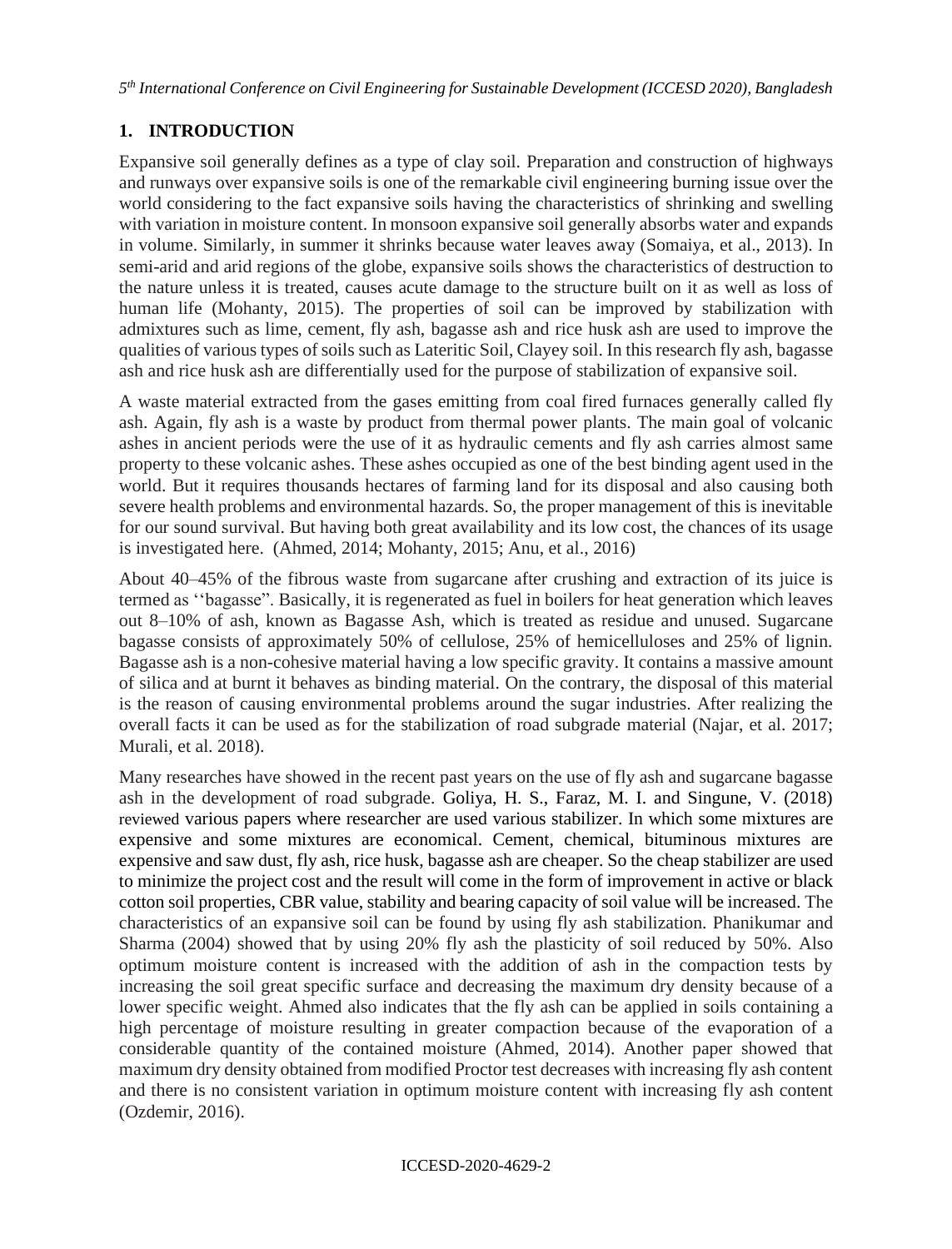## 1. INTRODUCTION

Expansive soil generally defines as a type of clay soil. Preparation and construction of highways and runways over expansive soils is one of the remarkable civil engineering burning issue over the world considering to the fact expansive soils having the characteristics of shrinking and swelling with variation in moisture content. In monsoon expansive soil generally absorbs water and expands in volume. Similarly, in summer it shrinks because water leaves away (Somaiya, et al., 2013). In semi-arid and arid regions of the globe, expansive soils shows the characteristics of destruction to the nature unless it is treated, causes acute damage to the structure built on it as well as loss of human life (Mohanty, 2015). The properties of soil can be improved by stabilization with admixtures such as lime, cement, fly ash, bagasse ash and rice husk ash are used to improve the qualities of various types of soils such as Lateritic Soil, Clayey soil. In this research fly ash, bagasse ash and rice husk ash are differentially used for the purpose of stabilization of expansive soil.

A waste material extracted from the gases emitting from coal fired furnaces generally called fly ash. Again, fly ash is a waste by product from thermal power plants. The main goal of volcanic ashes in ancient periods were the use of it as hydraulic cements and fly ash carries almost same property to these volcanic ashes. These ashes occupied as one of the best binding agent used in the world. But it requires thousands hectares of farming land for its disposal and also causing both severe health problems and environmental hazards. So, the proper management of this is inevitable for our sound survival. But having both great availability and its low cost, the chances of its usage is investigated here. (Ahmed, 2014; Mohanty, 2015; Anu, et al., 2016)

About 40–45% of the fibrous waste from sugarcane after crushing and extraction of its juice is termed as ''bagasse". Basically, it is regenerated as fuel in boilers for heat generation which leaves out 8–10% of ash, known as Bagasse Ash, which is treated as residue and unused. Sugarcane bagasse consists of approximately 50% of cellulose, 25% of hemicelluloses and 25% of lignin. Bagasse ash is a non-cohesive material having a low specific gravity. It contains a massive amount of silica and at burnt it behaves as binding material. On the contrary, the disposal of this material is the reason of causing environmental problems around the sugar industries. After realizing the overall facts it can be used as for the stabilization of road subgrade material (Najar, et al. 2017; Murali, et al. 2018).

Many researches have showed in the recent past years on the use of fly ash and sugarcane bagasse ash in the development of road subgrade. Goliya, H. S., Faraz, M. I. and Singune, V. (2018) reviewed various papers where researcher are used various stabilizer. In which some mixtures are expensive and some mixtures are economical. Cement, chemical, bituminous mixtures are expensive and saw dust, fly ash, rice husk, bagasse ash are cheaper. So the cheap stabilizer are used to minimize the project cost and the result will come in the form of improvement in active or black cotton soil properties, CBR value, stability and bearing capacity of soil value will be increased. The characteristics of an expansive soil can be found by using fly ash stabilization. Phanikumar and Sharma (2004) showed that by using 20% fly ash the plasticity of soil reduced by 50%. Also optimum moisture content is increased with the addition of ash in the compaction tests by increasing the soil great specific surface and decreasing the maximum dry density because of a lower specific weight. Ahmed also indicates that the fly ash can be applied in soils containing a high percentage of moisture resulting in greater compaction because of the evaporation of a considerable quantity of the contained moisture (Ahmed, 2014). Another paper showed that maximum dry density obtained from modified Proctor test decreases with increasing fly ash content and there is no consistent variation in optimum moisture content with increasing fly ash content (Ozdemir, 2016).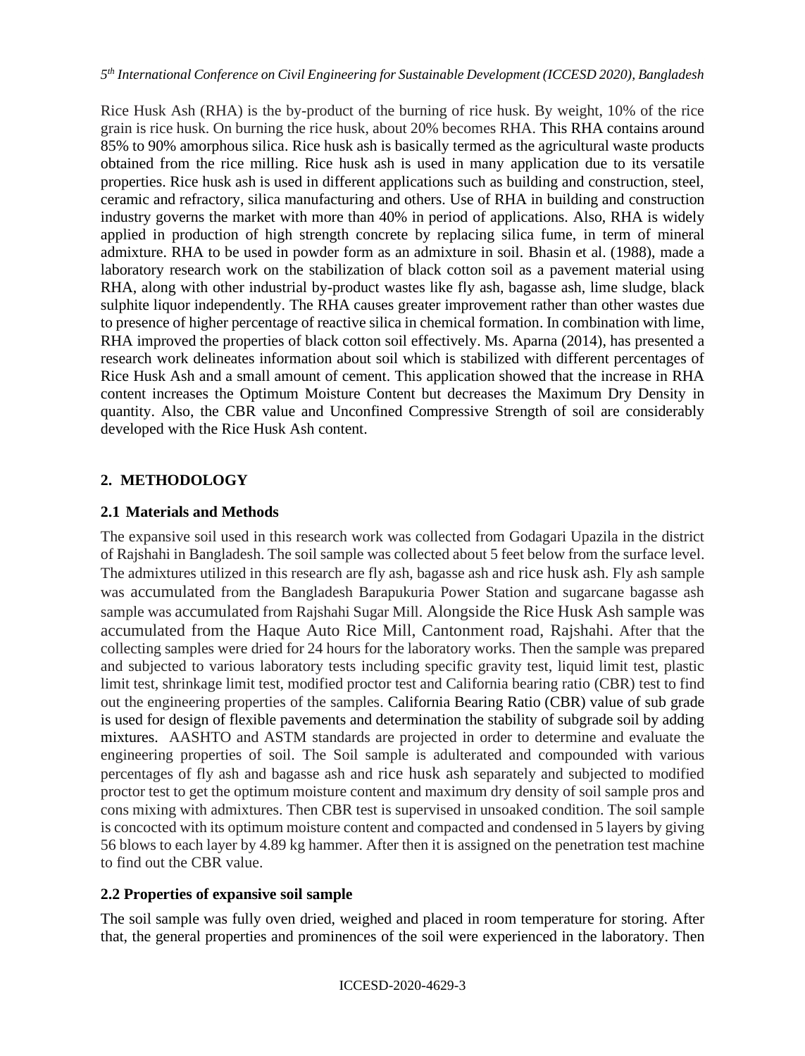Rice Husk Ash (RHA) is the by-product of the burning of rice husk. By weight, 10% of the rice grain is rice husk. On burning the rice husk, about 20% becomes RHA. This RHA contains around 85% to 90% amorphous silica. Rice husk ash is basically termed as the agricultural waste products obtained from the rice milling. Rice husk ash is used in many application due to its versatile properties. Rice husk ash is used in different applications such as building and construction, steel, ceramic and refractory, silica manufacturing and others. Use of RHA in building and construction industry governs the market with more than 40% in period of applications. Also, RHA is widely applied in production of high strength concrete by replacing silica fume, in term of mineral admixture. RHA to be used in powder form as an admixture in soil. Bhasin et al. (1988), made a laboratory research work on the stabilization of black cotton soil as a pavement material using RHA, along with other industrial by-product wastes like fly ash, bagasse ash, lime sludge, black sulphite liquor independently. The RHA causes greater improvement rather than other wastes due to presence of higher percentage of reactive silica in chemical formation. In combination with lime, RHA improved the properties of black cotton soil effectively. Ms. Aparna (2014), has presented a research work delineates information about soil which is stabilized with different percentages of Rice Husk Ash and a small amount of cement. This application showed that the increase in RHA content increases the Optimum Moisture Content but decreases the Maximum Dry Density in quantity. Also, the CBR value and Unconfined Compressive Strength of soil are considerably developed with the Rice Husk Ash content.

## 2. METHODOLOGY

### 2.1 Materials and Methods

The expansive soil used in this research work was collected from Godagari Upazila in the district of Rajshahi in Bangladesh. The soil sample was collected about 5 feet below from the surface level. The admixtures utilized in this research are fly ash, bagasse ash and rice husk ash. Fly ash sample was accumulated from the Bangladesh Barapukuria Power Station and sugarcane bagasse ash sample was accumulated from Rajshahi Sugar Mill. Alongside the Rice Husk Ash sample was accumulated from the Haque Auto Rice Mill, Cantonment road, Rajshahi. After that the collecting samples were dried for 24 hours for the laboratory works. Then the sample was prepared and subjected to various laboratory tests including specific gravity test, liquid limit test, plastic limit test, shrinkage limit test, modified proctor test and California bearing ratio (CBR) test to find out the engineering properties of the samples. California Bearing Ratio (CBR) value of sub grade is used for design of flexible pavements and determination the stability of subgrade soil by adding mixtures. AASHTO and ASTM standards are projected in order to determine and evaluate the engineering properties of soil. The Soil sample is adulterated and compounded with various percentages of fly ash and bagasse ash and rice husk ash separately and subjected to modified proctor test to get the optimum moisture content and maximum dry density of soil sample pros and cons mixing with admixtures. Then CBR test is supervised in unsoaked condition. The soil sample is concocted with its optimum moisture content and compacted and condensed in 5 layers by giving 56 blows to each layer by 4.89 kg hammer. After then it is assigned on the penetration test machine to find out the CBR value.

### 2.2 Properties of expansive soil sample

The soil sample was fully oven dried, weighed and placed in room temperature for storing. After that, the general properties and prominences of the soil were experienced in the laboratory. Then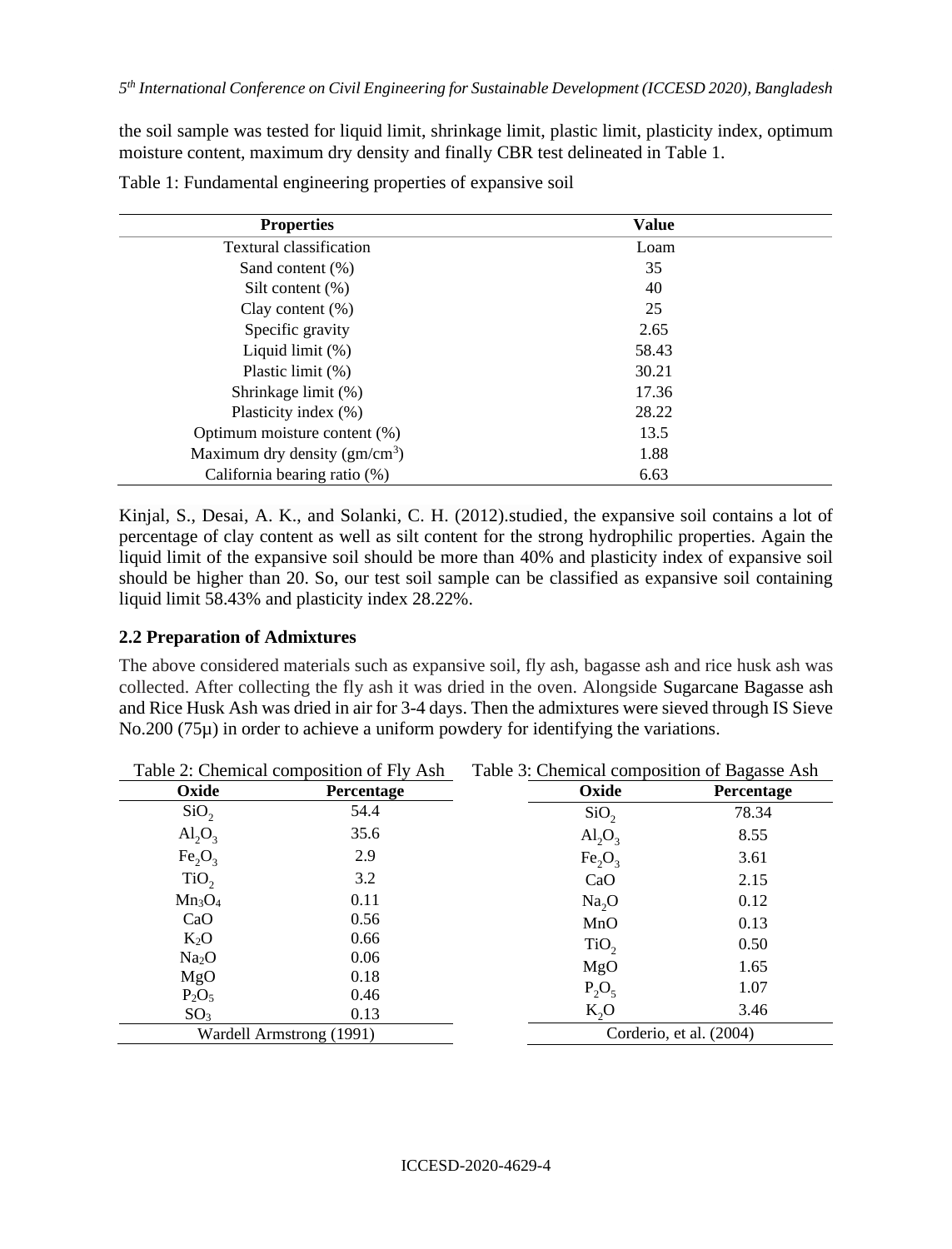the soil sample was tested for liquid limit, shrinkage limit, plastic limit, plasticity index, optimum moisture content, maximum dry density and finally CBR test delineated in Table 1.

Table 1: Fundamental engineering properties of expansive soil

| Properties | Value |
|---|---|
| Textural classification | Loam |
| Sand content (%) | 35 |
| Silt content (%) | 40 |
| Clay content (%) | 25 |
| Specific gravity | 2.65 |
| Liquid limit (%) | 58.43 |
| Plastic limit (%) | 30.21 |
| Shrinkage limit (%) | 17.36 |
| Plasticity index (%) | 28.22 |
| Optimum moisture content (%) | 13.5 |
| Maximum dry density ($gm/cm^3$) | 1.88 |
| California bearing ratio (%) | 6.63 |

Kinjal, S., Desai, A. K., and Solanki, C. H. (2012).studied, the expansive soil contains a lot of percentage of clay content as well as silt content for the strong hydrophilic properties. Again the liquid limit of the expansive soil should be more than 40% and plasticity index of expansive soil should be higher than 20. So, our test soil sample can be classified as expansive soil containing liquid limit 58.43% and plasticity index 28.22%.

### 2.2 Preparation of Admixtures

The above considered materials such as expansive soil, fly ash, bagasse ash and rice husk ash was collected. After collecting the fly ash it was dried in the oven. Alongside Sugarcane Bagasse ash and Rice Husk Ash was dried in air for 3-4 days. Then the admixtures were sieved through IS Sieve No.200 (75μ) in order to achieve a uniform powdery for identifying the variations.

Table 2: Chemical composition of Fly Ash

| Oxide | Percentage |
|---|---|
| $SiO_2$ | 54.4 |
| $Al_2O_3$ | 35.6 |
| $Fe_2O_3$ | 2.9 |
| $TiO_2$ | 3.2 |
| $Mn_3O_4$ | 0.11 |
| CaO | 0.56 |
| $K_2O$ | 0.66 |
| $Na_2O$ | 0.06 |
| MgO | 0.18 |
| $P_2O_5$ | 0.46 |
| $SO_3$ | 0.13 |
| Wardell Armstrong (1991) | |

Table 3: Chemical composition of Bagasse Ash

| Oxide | Percentage |
|---|---|
| $SiO_2$ | 78.34 |
| $Al_2O_3$ | 8.55 |
| $Fe_2O_3$ | 3.61 |
| CaO | 2.15 |
| $Na_2O$ | 0.12 |
| MnO | 0.13 |
| $TiO_2$ | 0.50 |
| MgO | 1.65 |
| $P_2O_5$ | 1.07 |
| $K_2O$ | 3.46 |
| Corderio, et al. (2004) | |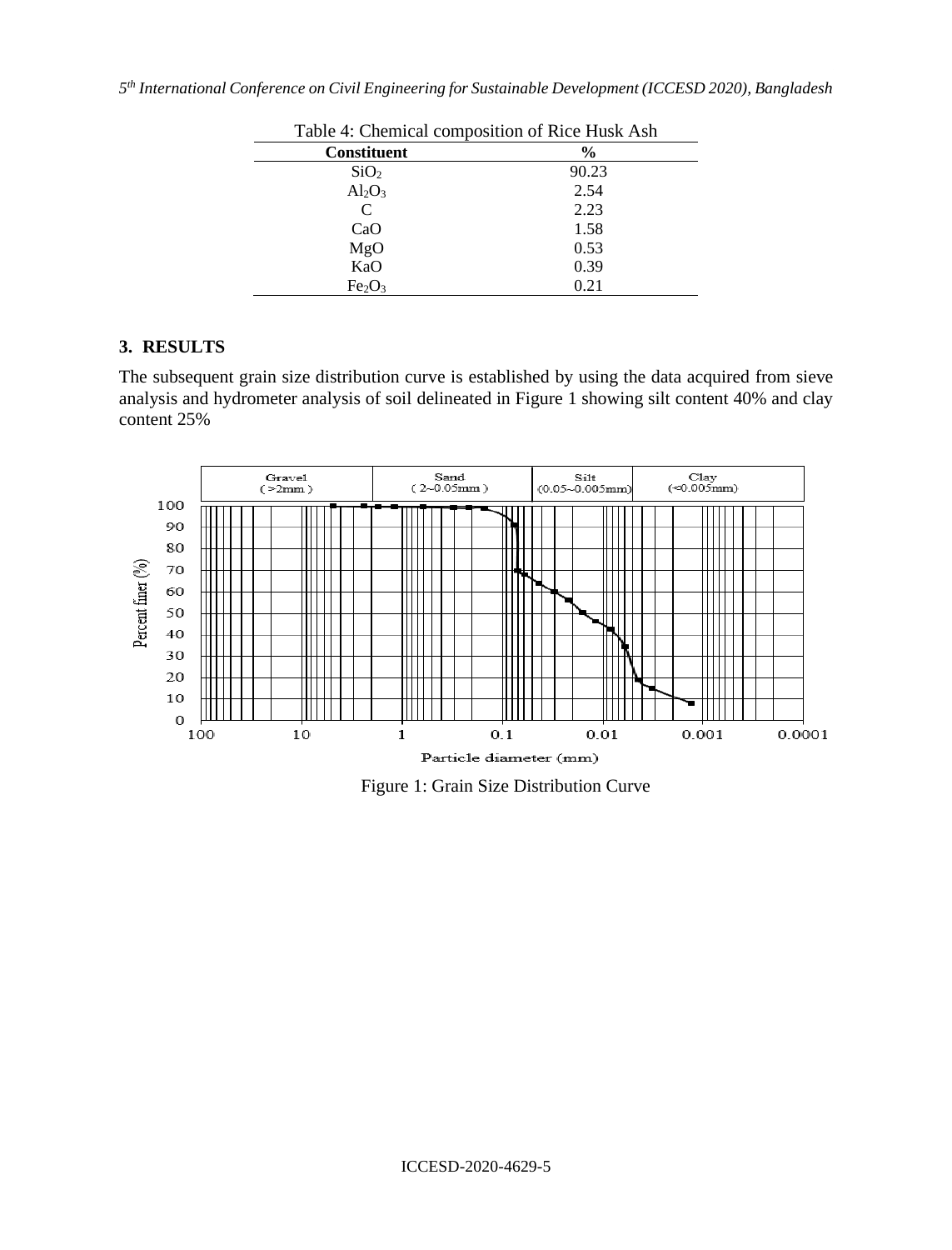Table 4: Chemical composition of Rice Husk Ash

| Constituent | % |
|---|---|
| $SiO_2$ | 90.23 |
| $Al_2O_3$ | 2.54 |
| C | 2.23 |
| CaO | 1.58 |
| MgO | 0.53 |
| KaO | 0.39 |
| $Fe_2O_3$ | 0.21 |

## 3. RESULTS

The subsequent grain size distribution curve is established by using the data acquired from sieve analysis and hydrometer analysis of soil delineated in Figure 1 showing silt content 40% and clay content 25%

Figure 1: Grain Size Distribution Curve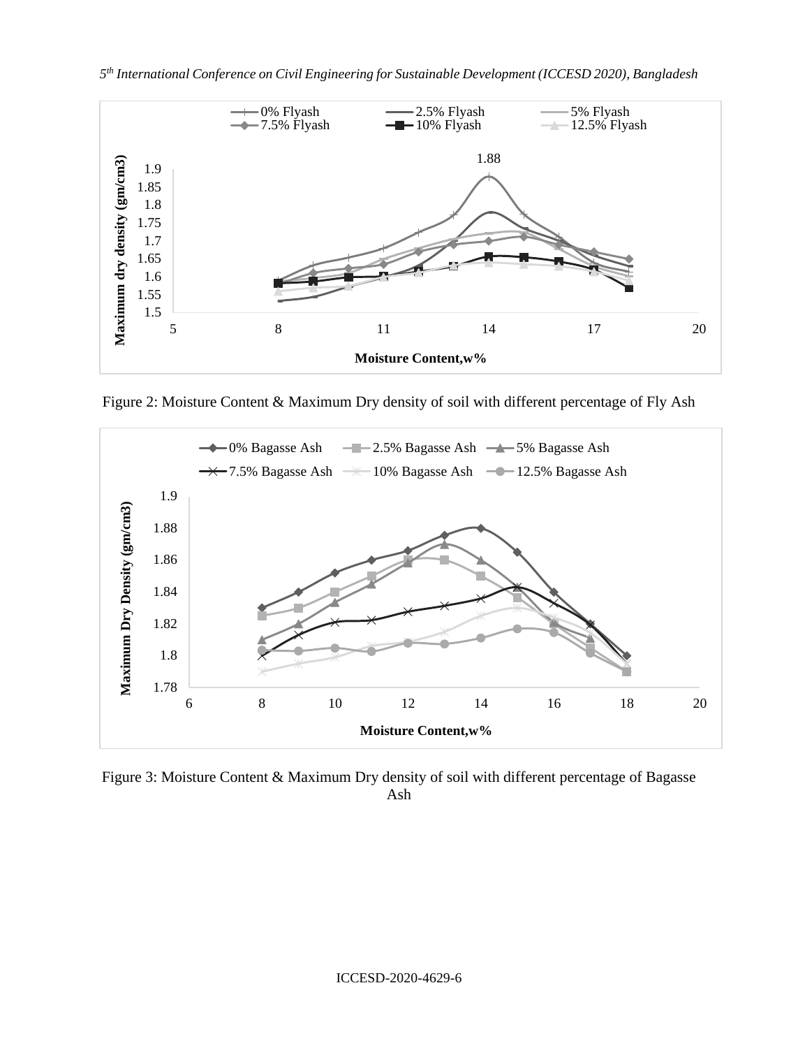Figure 2: Moisture Content & Maximum Dry density of soil with different percentage of Fly Ash

Figure 3: Moisture Content & Maximum Dry density of soil with different percentage of Bagasse Ash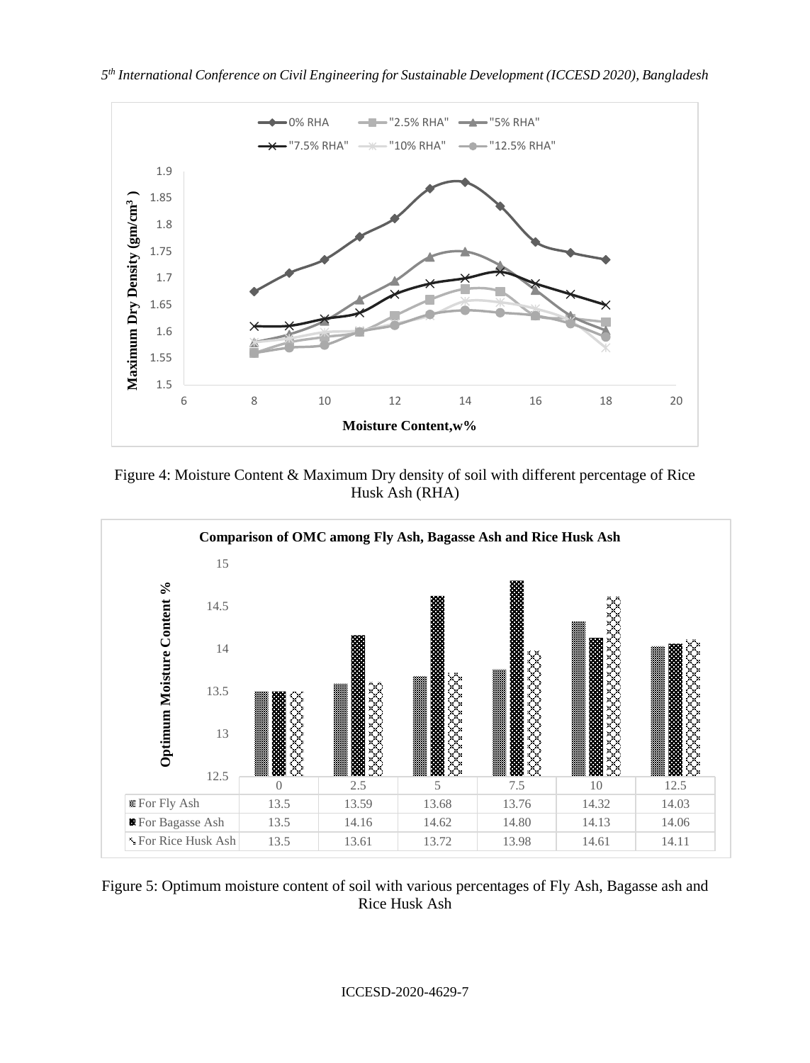Figure 4: Moisture Content & Maximum Dry density of soil with different percentage of Rice Husk Ash (RHA)

**Comparison of OMC among Fly Ash, Bagasse Ash and Rice Husk Ash**

| | 0 | 2.5 | 5 | 7.5 | 10 | 12.5 |
|---|---|---|---|---|---|---|
| For Fly Ash | 13.5 | 13.59 | 13.68 | 13.76 | 14.32 | 14.03 |
| For Bagasse Ash | 13.5 | 14.16 | 14.62 | 14.80 | 14.13 | 14.06 |
| For Rice Husk Ash | 13.5 | 13.61 | 13.72 | 13.98 | 14.61 | 14.11 |

Figure 5: Optimum moisture content of soil with various percentages of Fly Ash, Bagasse ash and Rice Husk Ash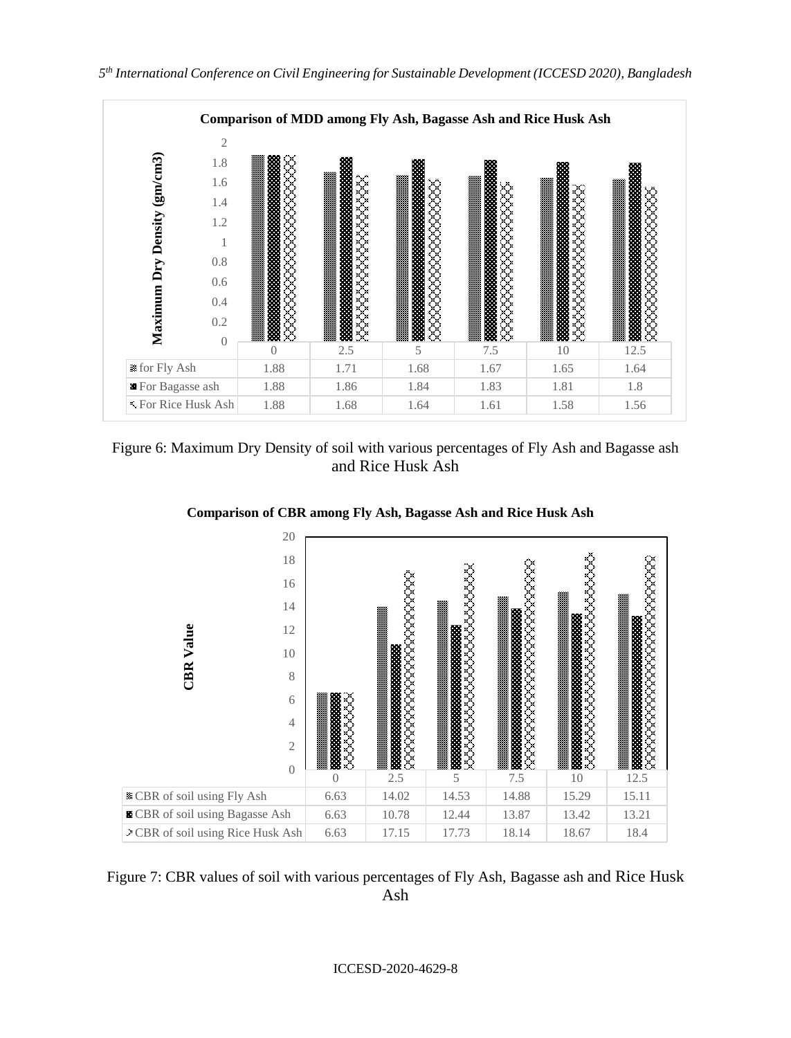**Comparison of MDD among Fly Ash, Bagasse Ash and Rice Husk Ash**

| Maximum Dry Density (gm/cm3) | 0 | 2.5 | 5 | 7.5 | 10 | 12.5 |
|---|---|---|---|---|---|---|
| for Fly Ash | 1.88 | 1.71 | 1.68 | 1.67 | 1.65 | 1.64 |
| For Bagasse ash | 1.88 | 1.86 | 1.84 | 1.83 | 1.81 | 1.8 |
| For Rice Husk Ash | 1.88 | 1.68 | 1.64 | 1.61 | 1.58 | 1.56 |

Figure 6: Maximum Dry Density of soil with various percentages of Fly Ash and Bagasse ash and Rice Husk Ash

**Comparison of CBR among Fly Ash, Bagasse Ash and Rice Husk Ash**

| CBR Value | 0 | 2.5 | 5 | 7.5 | 10 | 12.5 |
|---|---|---|---|---|---|---|
| CBR of soil using Fly Ash | 6.63 | 14.02 | 14.53 | 14.88 | 15.29 | 15.11 |
| CBR of soil using Bagasse Ash | 6.63 | 10.78 | 12.44 | 13.87 | 13.42 | 13.21 |
| CBR of soil using Rice Husk Ash | 6.63 | 17.15 | 17.73 | 18.14 | 18.67 | 18.4 |

Figure 7: CBR values of soil with various percentages of Fly Ash, Bagasse ash and Rice Husk Ash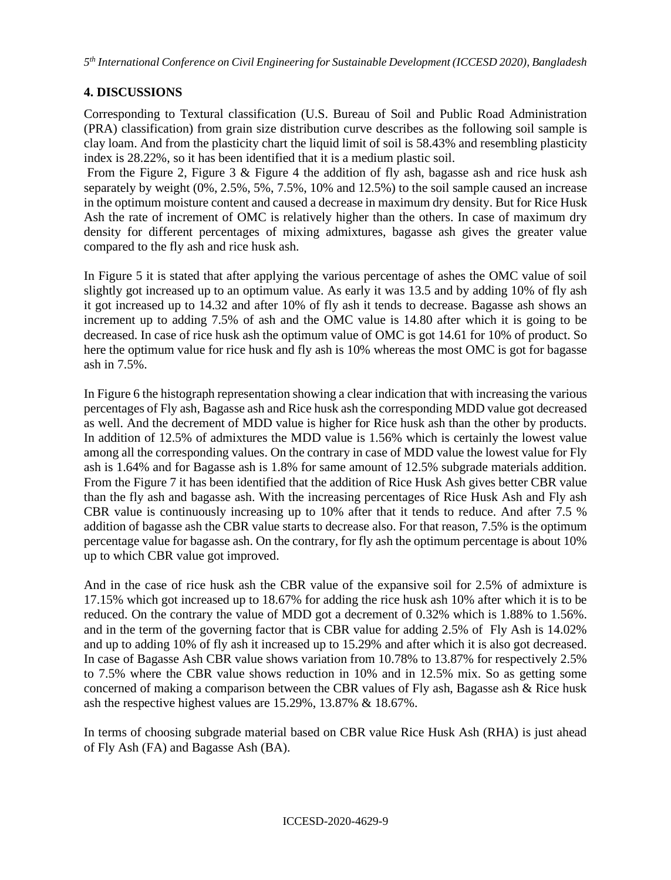## 4. DISCUSSIONS

Corresponding to Textural classification (U.S. Bureau of Soil and Public Road Administration (PRA) classification) from grain size distribution curve describes as the following soil sample is clay loam. And from the plasticity chart the liquid limit of soil is 58.43% and resembling plasticity index is 28.22%, so it has been identified that it is a medium plastic soil.

From the Figure 2, Figure 3 & Figure 4 the addition of fly ash, bagasse ash and rice husk ash separately by weight (0%, 2.5%, 5%, 7.5%, 10% and 12.5%) to the soil sample caused an increase in the optimum moisture content and caused a decrease in maximum dry density. But for Rice Husk Ash the rate of increment of OMC is relatively higher than the others. In case of maximum dry density for different percentages of mixing admixtures, bagasse ash gives the greater value compared to the fly ash and rice husk ash.

In Figure 5 it is stated that after applying the various percentage of ashes the OMC value of soil slightly got increased up to an optimum value. As early it was 13.5 and by adding 10% of fly ash it got increased up to 14.32 and after 10% of fly ash it tends to decrease. Bagasse ash shows an increment up to adding 7.5% of ash and the OMC value is 14.80 after which it is going to be decreased. In case of rice husk ash the optimum value of OMC is got 14.61 for 10% of product. So here the optimum value for rice husk and fly ash is 10% whereas the most OMC is got for bagasse ash in 7.5%.

In Figure 6 the histograph representation showing a clear indication that with increasing the various percentages of Fly ash, Bagasse ash and Rice husk ash the corresponding MDD value got decreased as well. And the decrement of MDD value is higher for Rice husk ash than the other by products. In addition of 12.5% of admixtures the MDD value is 1.56% which is certainly the lowest value among all the corresponding values. On the contrary in case of MDD value the lowest value for Fly ash is 1.64% and for Bagasse ash is 1.8% for same amount of 12.5% subgrade materials addition. From the Figure 7 it has been identified that the addition of Rice Husk Ash gives better CBR value than the fly ash and bagasse ash. With the increasing percentages of Rice Husk Ash and Fly ash CBR value is continuously increasing up to 10% after that it tends to reduce. And after 7.5 % addition of bagasse ash the CBR value starts to decrease also. For that reason, 7.5% is the optimum percentage value for bagasse ash. On the contrary, for fly ash the optimum percentage is about 10% up to which CBR value got improved.

And in the case of rice husk ash the CBR value of the expansive soil for 2.5% of admixture is 17.15% which got increased up to 18.67% for adding the rice husk ash 10% after which it is to be reduced. On the contrary the value of MDD got a decrement of 0.32% which is 1.88% to 1.56%. and in the term of the governing factor that is CBR value for adding 2.5% of Fly Ash is 14.02% and up to adding 10% of fly ash it increased up to 15.29% and after which it is also got decreased. In case of Bagasse Ash CBR value shows variation from 10.78% to 13.87% for respectively 2.5% to 7.5% where the CBR value shows reduction in 10% and in 12.5% mix. So as getting some concerned of making a comparison between the CBR values of Fly ash, Bagasse ash & Rice husk ash the respective highest values are 15.29%, 13.87% & 18.67%.

In terms of choosing subgrade material based on CBR value Rice Husk Ash (RHA) is just ahead of Fly Ash (FA) and Bagasse Ash (BA).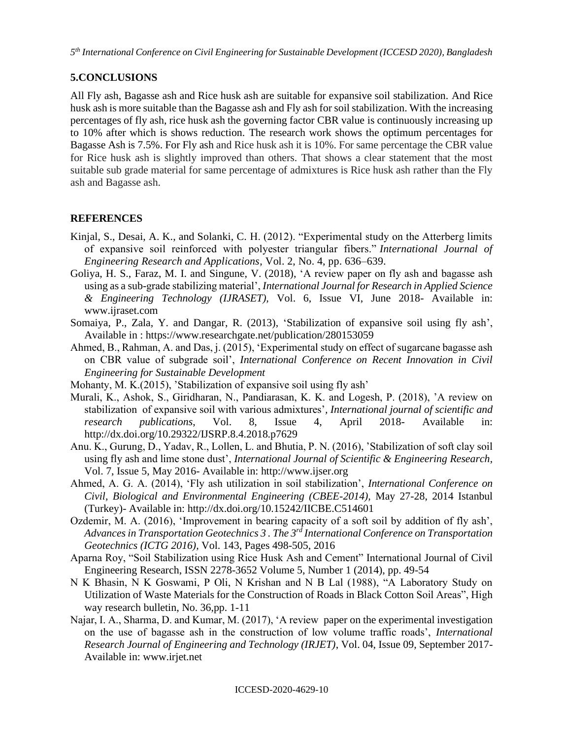## 5.CONCLUSIONS

All Fly ash, Bagasse ash and Rice husk ash are suitable for expansive soil stabilization. And Rice husk ash is more suitable than the Bagasse ash and Fly ash for soil stabilization. With the increasing percentages of fly ash, rice husk ash the governing factor CBR value is continuously increasing up to 10% after which is shows reduction. The research work shows the optimum percentages for Bagasse Ash is 7.5%. For Fly ash and Rice husk ash it is 10%. For same percentage the CBR value for Rice husk ash is slightly improved than others. That shows a clear statement that the most suitable sub grade material for same percentage of admixtures is Rice husk ash rather than the Fly ash and Bagasse ash.

## REFERENCES

Kinjal, S., Desai, A. K., and Solanki, C. H. (2012). "Experimental study on the Atterberg limits of expansive soil reinforced with polyester triangular fibers." *International Journal of Engineering Research and Applications*, Vol. 2, No. 4, pp. 636–639.

Goliya, H. S., Faraz, M. I. and Singune, V. (2018), 'A review paper on fly ash and bagasse ash using as a sub-grade stabilizing material', *International Journal for Research in Applied Science & Engineering Technology (IJRASET),* Vol. 6, Issue VI, June 2018- Available in: www.ijraset.com

Somaiya, P., Zala, Y. and Dangar, R. (2013), 'Stabilization of expansive soil using fly ash', Available in : https://www.researchgate.net/publication/280153059

Ahmed, B., Rahman, A. and Das, j. (2015), 'Experimental study on effect of sugarcane bagasse ash on CBR value of subgrade soil', *International Conference on Recent Innovation in Civil Engineering for Sustainable Development*

Mohanty, M. K.(2015), 'Stabilization of expansive soil using fly ash'

Murali, K., Ashok, S., Giridharan, N., Pandiarasan, K. K. and Logesh, P. (2018), 'A review on stabilization of expansive soil with various admixtures', *International journal of scientific and research publications*, Vol. 8, Issue 4, April 2018- Available in: http://dx.doi.org/10.29322/IJSRP.8.4.2018.p7629

Anu. K., Gurung, D., Yadav, R., Lollen, L. and Bhutia, P. N. (2016), 'Stabilization of soft clay soil using fly ash and lime stone dust', *International Journal of Scientific & Engineering Research*, Vol. 7, Issue 5, May 2016- Available in: http://www.ijser.org

Ahmed, A. G. A. (2014), 'Fly ash utilization in soil stabilization', *International Conference on Civil, Biological and Environmental Engineering (CBEE-2014),* May 27-28, 2014 Istanbul (Turkey)- Available in: http://dx.doi.org/10.15242/IICBE.C514601

Ozdemir, M. A. (2016), 'Improvement in bearing capacity of a soft soil by addition of fly ash', *Advances in Transportation Geotechnics 3 . The 3rd International Conference on Transportation Geotechnics (ICTG 2016),* Vol. 143, Pages 498-505, 2016

Aparna Roy, "Soil Stabilization using Rice Husk Ash and Cement" International Journal of Civil Engineering Research, ISSN 2278-3652 Volume 5, Number 1 (2014), pp. 49-54

N K Bhasin, N K Goswami, P Oli, N Krishan and N B Lal (1988), "A Laboratory Study on Utilization of Waste Materials for the Construction of Roads in Black Cotton Soil Areas", High way research bulletin, No. 36,pp. 1-11

Najar, I. A., Sharma, D. and Kumar, M. (2017), 'A review paper on the experimental investigation on the use of bagasse ash in the construction of low volume traffic roads', *International Research Journal of Engineering and Technology (IRJET)*, Vol. 04, Issue 09, September 2017- Available in: www.irjet.net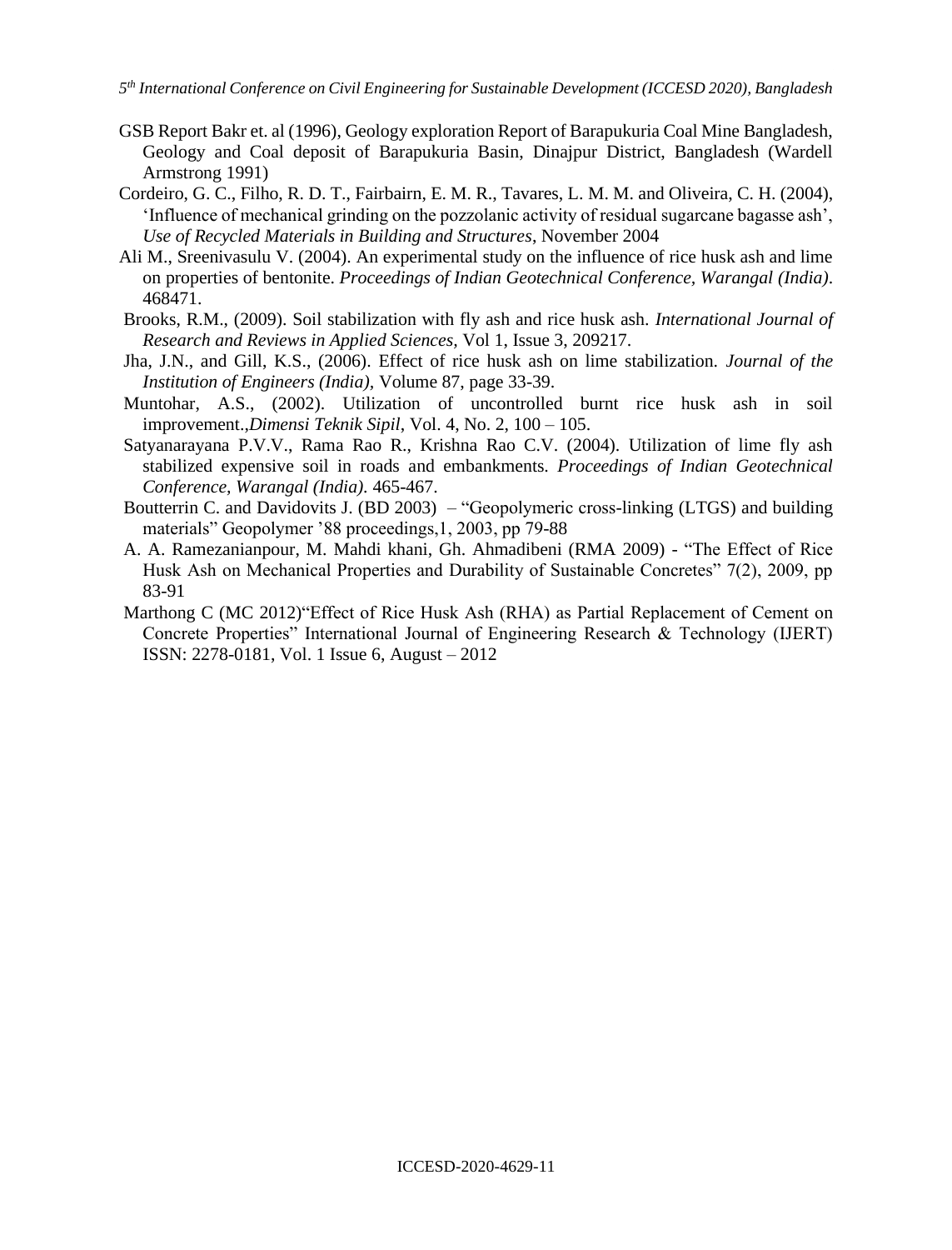GSB Report Bakr et. al (1996), Geology exploration Report of Barapukuria Coal Mine Bangladesh, Geology and Coal deposit of Barapukuria Basin, Dinajpur District, Bangladesh (Wardell Armstrong 1991)

Cordeiro, G. C., Filho, R. D. T., Fairbairn, E. M. R., Tavares, L. M. M. and Oliveira, C. H. (2004), 'Influence of mechanical grinding on the pozzolanic activity of residual sugarcane bagasse ash', *Use of Recycled Materials in Building and Structures*, November 2004

Ali M., Sreenivasulu V. (2004). An experimental study on the influence of rice husk ash and lime on properties of bentonite. *Proceedings of Indian Geotechnical Conference, Warangal (India)*. 468471.

Brooks, R.M., (2009). Soil stabilization with fly ash and rice husk ash. *International Journal of Research and Reviews in Applied Sciences*, Vol 1, Issue 3, 209217.

Jha, J.N., and Gill, K.S., (2006). Effect of rice husk ash on lime stabilization. *Journal of the Institution of Engineers (India)*, Volume 87, page 33-39.

Muntohar, A.S., (2002). Utilization of uncontrolled burnt rice husk ash in soil improvement.,*Dimensi Teknik Sipil*, Vol. 4, No. 2, 100 – 105.

Satyanarayana P.V.V., Rama Rao R., Krishna Rao C.V. (2004). Utilization of lime fly ash stabilized expensive soil in roads and embankments. *Proceedings of Indian Geotechnical Conference, Warangal (India)*. 465-467.

Boutterrin C. and Davidovits J. (BD 2003) – "Geopolymeric cross-linking (LTGS) and building materials" Geopolymer '88 proceedings,1, 2003, pp 79-88

A. A. Ramezanianpour, M. Mahdi khani, Gh. Ahmadibeni (RMA 2009) - "The Effect of Rice Husk Ash on Mechanical Properties and Durability of Sustainable Concretes" 7(2), 2009, pp 83-91

Marthong C (MC 2012)"Effect of Rice Husk Ash (RHA) as Partial Replacement of Cement on Concrete Properties" International Journal of Engineering Research & Technology (IJERT) ISSN: 2278-0181, Vol. 1 Issue 6, August – 2012